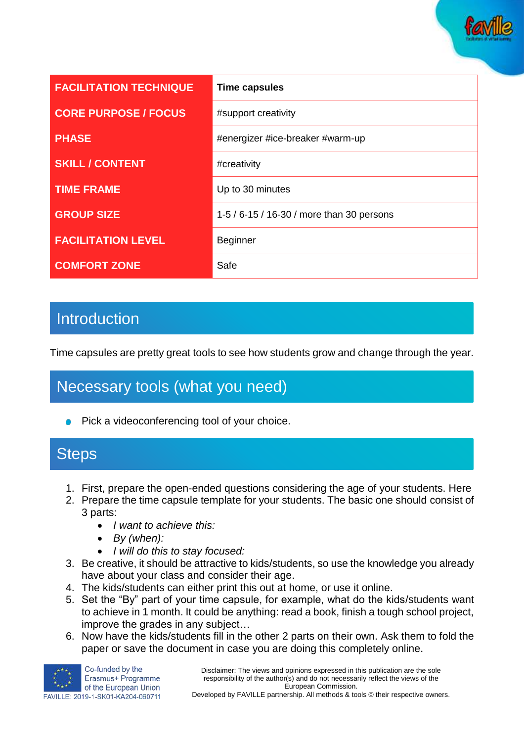| FACILITATION TECHNIQUE | Time capsules |
|---|---|
| CORE PURPOSE / FOCUS | #support creativity |
| PHASE | #energizer #ice-breaker #warm-up |
| SKILL / CONTENT | #creativity |
| TIME FRAME | Up to 30 minutes |
| GROUP SIZE | 1-5 / 6-15 / 16-30 / more than 30 persons |
| FACILITATION LEVEL | Beginner |
| COMFORT ZONE | Safe |

## Introduction

Time capsules are pretty great tools to see how students grow and change through the year.

## Necessary tools (what you need)

- Pick a videoconferencing tool of your choice.

## Steps

1. First, prepare the open-ended questions considering the age of your students. Here
2. Prepare the time capsule template for your students. The basic one should consist of 3 parts:
   - *I want to achieve this:*
   - *By (when):*
   - *I will do this to stay focused:*
3. Be creative, it should be attractive to kids/students, so use the knowledge you already have about your class and consider their age.
4. The kids/students can either print this out at home, or use it online.
5. Set the "By" part of your time capsule, for example, what do the kids/students want to achieve in 1 month. It could be anything: read a book, finish a tough school project, improve the grades in any subject…
6. Now have the kids/students fill in the other 2 parts on their own. Ask them to fold the paper or save the document in case you are doing this completely online.

Co-funded by the Erasmus+ Programme of the European Union
FAVILLE: 2019-1-SK01-KA204-060711

Disclaimer: The views and opinions expressed in this publication are the sole responsibility of the author(s) and do not necessarily reflect the views of the European Commission.
Developed by FAVILLE partnership. All methods & tools © their respective owners.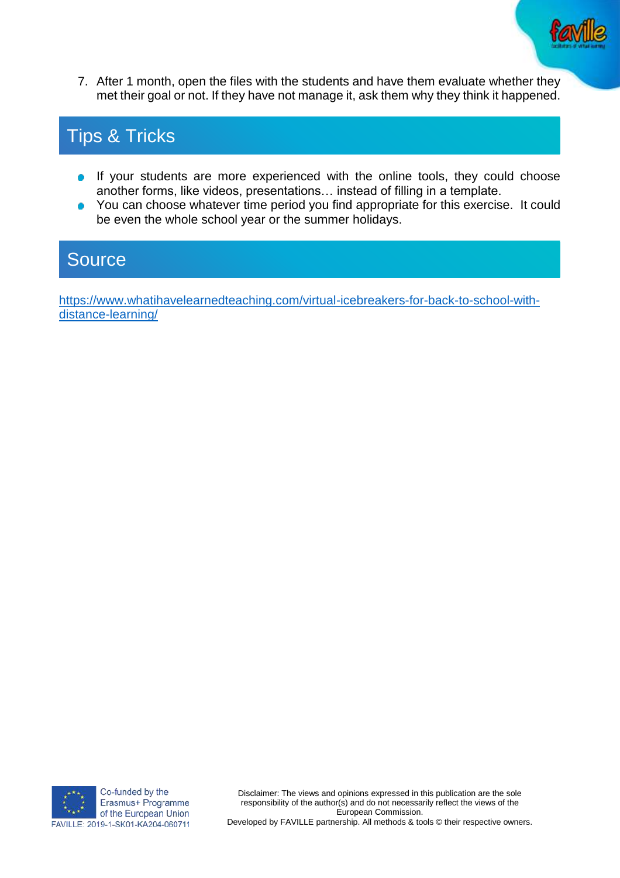7. After 1 month, open the files with the students and have them evaluate whether they met their goal or not. If they have not manage it, ask them why they think it happened.

## Tips & Tricks

- If your students are more experienced with the online tools, they could choose another forms, like videos, presentations… instead of filling in a template.
- You can choose whatever time period you find appropriate for this exercise. It could be even the whole school year or the summer holidays.

## Source

https://www.whatihavelearnedteaching.com/virtual-icebreakers-for-back-to-school-with-distance-learning/

Co-funded by the Erasmus+ Programme of the European Union
FAVILLE: 2019-1-SK01-KA204-060711

Disclaimer: The views and opinions expressed in this publication are the sole responsibility of the author(s) and do not necessarily reflect the views of the European Commission.
Developed by FAVILLE partnership. All methods & tools © their respective owners.